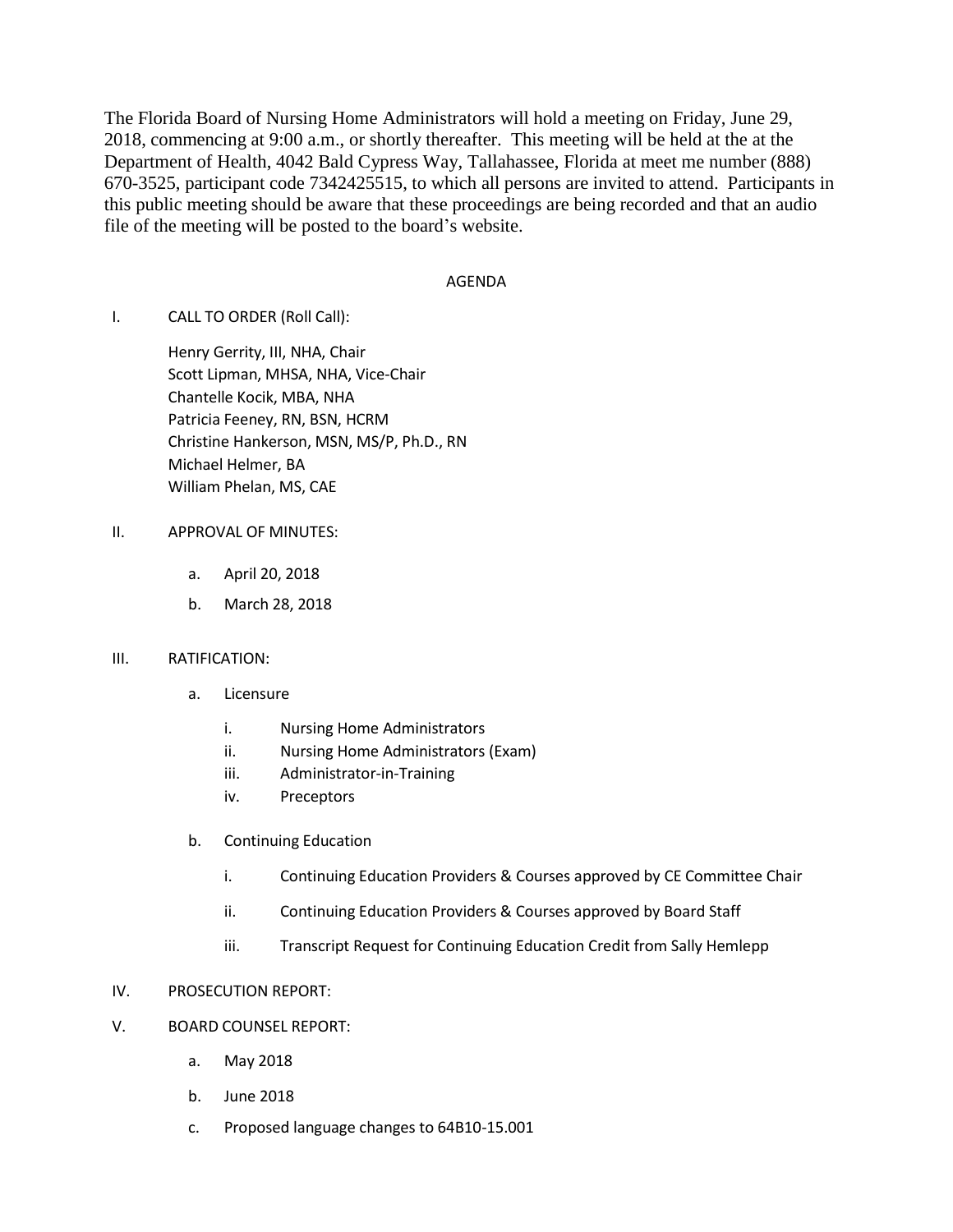The Florida Board of Nursing Home Administrators will hold a meeting on Friday, June 29, 2018, commencing at 9:00 a.m., or shortly thereafter. This meeting will be held at the at the Department of Health, 4042 Bald Cypress Way, Tallahassee, Florida at meet me number (888) 670-3525, participant code 7342425515, to which all persons are invited to attend. Participants in this public meeting should be aware that these proceedings are being recorded and that an audio file of the meeting will be posted to the board's website.

## AGENDA

I. CALL TO ORDER (Roll Call):

Henry Gerrity, III, NHA, Chair
Scott Lipman, MHSA, NHA, Vice-Chair
Chantelle Kocik, MBA, NHA
Patricia Feeney, RN, BSN, HCRM
Christine Hankerson, MSN, MS/P, Ph.D., RN
Michael Helmer, BA
William Phelan, MS, CAE

II. APPROVAL OF MINUTES:

- a. April 20, 2018
- b. March 28, 2018

III. RATIFICATION:

- a. Licensure
  - i. Nursing Home Administrators
  - ii. Nursing Home Administrators (Exam)
  - iii. Administrator-in-Training
  - iv. Preceptors
- b. Continuing Education
  - i. Continuing Education Providers & Courses approved by CE Committee Chair
  - ii. Continuing Education Providers & Courses approved by Board Staff
  - iii. Transcript Request for Continuing Education Credit from Sally Hemlepp

IV. PROSECUTION REPORT:

V. BOARD COUNSEL REPORT:

- a. May 2018
- b. June 2018
- c. Proposed language changes to 64B10-15.001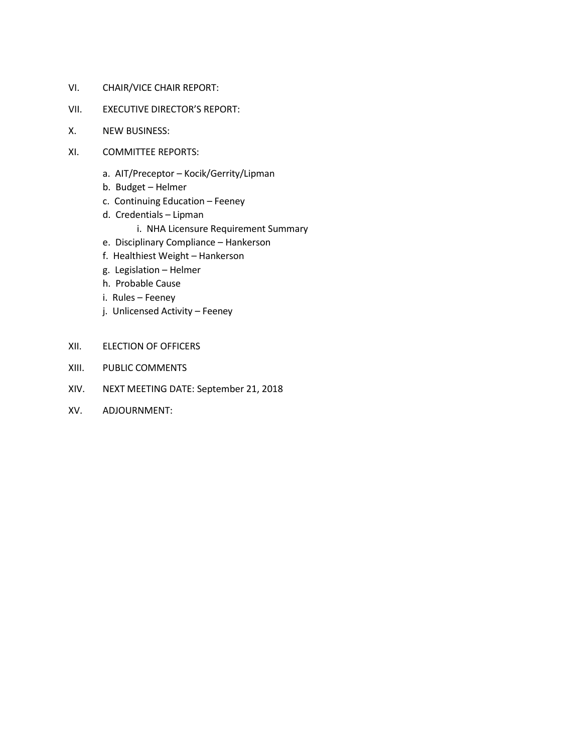VI. CHAIR/VICE CHAIR REPORT:

VII. EXECUTIVE DIRECTOR'S REPORT:

X. NEW BUSINESS:

XI. COMMITTEE REPORTS:

   a. AIT/Preceptor – Kocik/Gerrity/Lipman
   b. Budget – Helmer
   c. Continuing Education – Feeney
   d. Credentials – Lipman
      i. NHA Licensure Requirement Summary
   e. Disciplinary Compliance – Hankerson
   f. Healthiest Weight – Hankerson
   g. Legislation – Helmer
   h. Probable Cause
   i. Rules – Feeney
   j. Unlicensed Activity – Feeney

XII. ELECTION OF OFFICERS

XIII. PUBLIC COMMENTS

XIV. NEXT MEETING DATE: September 21, 2018

XV. ADJOURNMENT: